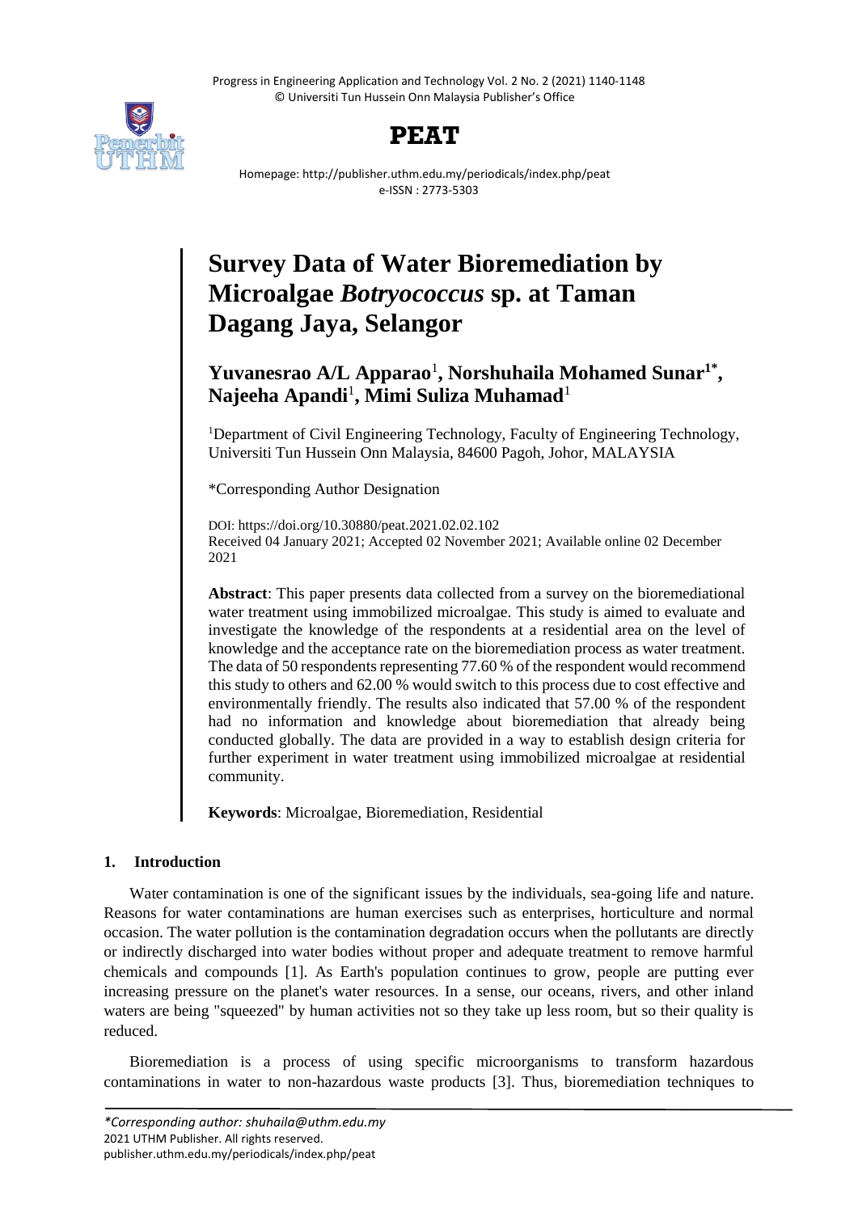# Survey Data of Water Bioremediation by Microalgae *Botryococcus* sp. at Taman Dagang Jaya, Selangor

**Yuvanesrao A/L Apparao[1], Norshuhaila Mohamed Sunar[1*], Najeeha Apandi[1], Mimi Suliza Muhamad[1]**

[1]Department of Civil Engineering Technology, Faculty of Engineering Technology, Universiti Tun Hussein Onn Malaysia, 84600 Pagoh, Johor, MALAYSIA

*Corresponding Author Designation

DOI: https://doi.org/10.30880/peat.2021.02.02.102
Received 04 January 2021; Accepted 02 November 2021; Available online 02 December 2021

**Abstract**: This paper presents data collected from a survey on the bioremediational water treatment using immobilized microalgae. This study is aimed to evaluate and investigate the knowledge of the respondents at a residential area on the level of knowledge and the acceptance rate on the bioremediation process as water treatment. The data of 50 respondents representing 77.60 % of the respondent would recommend this study to others and 62.00 % would switch to this process due to cost effective and environmentally friendly. The results also indicated that 57.00 % of the respondent had no information and knowledge about bioremediation that already being conducted globally. The data are provided in a way to establish design criteria for further experiment in water treatment using immobilized microalgae at residential community.

**Keywords**: Microalgae, Bioremediation, Residential

## 1. Introduction

Water contamination is one of the significant issues by the individuals, sea-going life and nature. Reasons for water contaminations are human exercises such as enterprises, horticulture and normal occasion. The water pollution is the contamination degradation occurs when the pollutants are directly or indirectly discharged into water bodies without proper and adequate treatment to remove harmful chemicals and compounds [1]. As Earth's population continues to grow, people are putting ever increasing pressure on the planet's water resources. In a sense, our oceans, rivers, and other inland waters are being "squeezed" by human activities not so they take up less room, but so their quality is reduced.

Bioremediation is a process of using specific microorganisms to transform hazardous contaminations in water to non-hazardous waste products [3]. Thus, bioremediation techniques to

*Corresponding author: shuhaila@uthm.edu.my
2021 UTHM Publisher. All rights reserved.
publisher.uthm.edu.my/periodicals/index.php/peat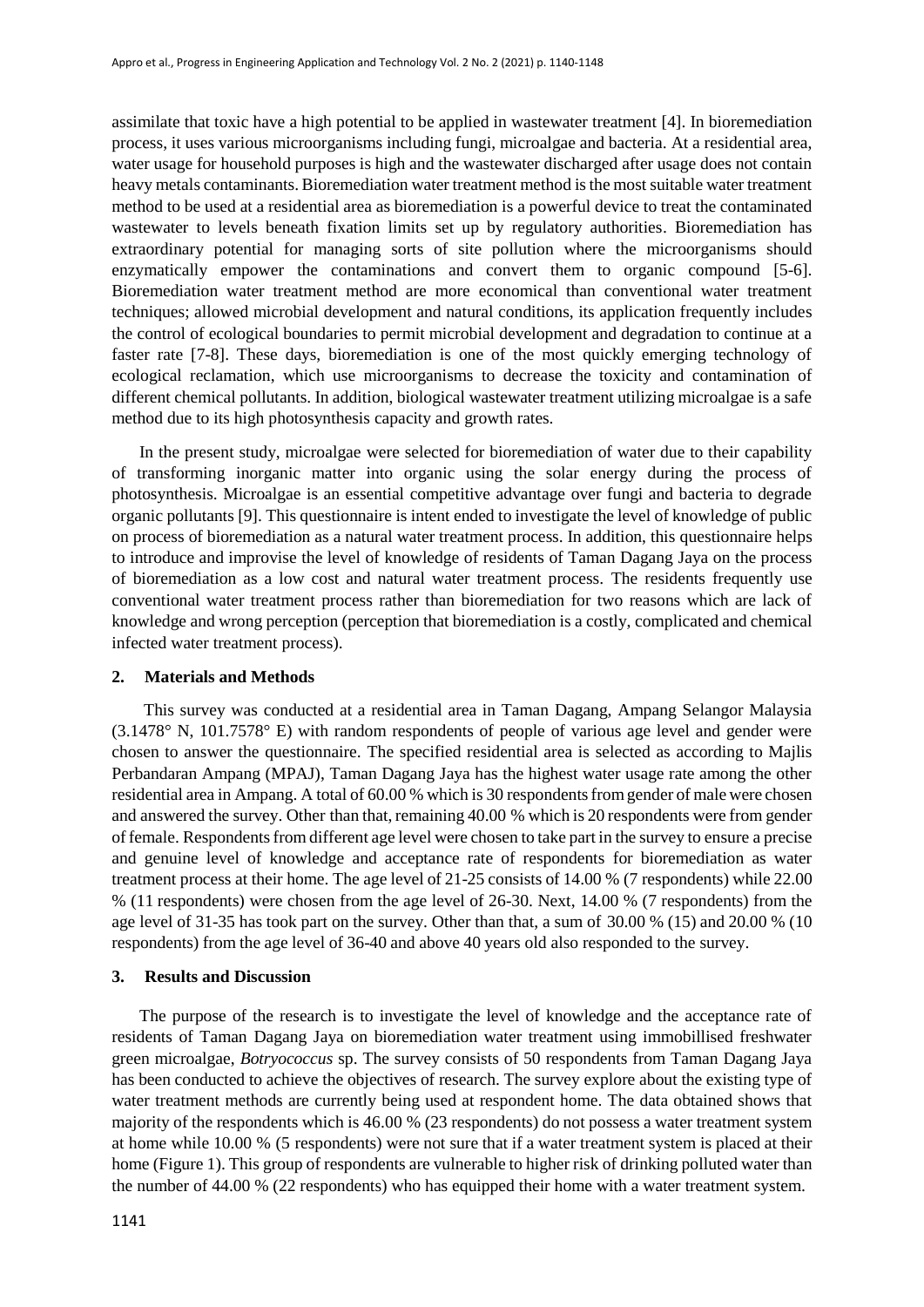assimilate that toxic have a high potential to be applied in wastewater treatment [4]. In bioremediation process, it uses various microorganisms including fungi, microalgae and bacteria. At a residential area, water usage for household purposes is high and the wastewater discharged after usage does not contain heavy metals contaminants. Bioremediation water treatment method is the most suitable water treatment method to be used at a residential area as bioremediation is a powerful device to treat the contaminated wastewater to levels beneath fixation limits set up by regulatory authorities. Bioremediation has extraordinary potential for managing sorts of site pollution where the microorganisms should enzymatically empower the contaminations and convert them to organic compound [5-6]. Bioremediation water treatment method are more economical than conventional water treatment techniques; allowed microbial development and natural conditions, its application frequently includes the control of ecological boundaries to permit microbial development and degradation to continue at a faster rate [7-8]. These days, bioremediation is one of the most quickly emerging technology of ecological reclamation, which use microorganisms to decrease the toxicity and contamination of different chemical pollutants. In addition, biological wastewater treatment utilizing microalgae is a safe method due to its high photosynthesis capacity and growth rates.

In the present study, microalgae were selected for bioremediation of water due to their capability of transforming inorganic matter into organic using the solar energy during the process of photosynthesis. Microalgae is an essential competitive advantage over fungi and bacteria to degrade organic pollutants [9]. This questionnaire is intent ended to investigate the level of knowledge of public on process of bioremediation as a natural water treatment process. In addition, this questionnaire helps to introduce and improvise the level of knowledge of residents of Taman Dagang Jaya on the process of bioremediation as a low cost and natural water treatment process. The residents frequently use conventional water treatment process rather than bioremediation for two reasons which are lack of knowledge and wrong perception (perception that bioremediation is a costly, complicated and chemical infected water treatment process).

## 2. Materials and Methods

This survey was conducted at a residential area in Taman Dagang, Ampang Selangor Malaysia (3.1478° N, 101.7578° E) with random respondents of people of various age level and gender were chosen to answer the questionnaire. The specified residential area is selected as according to Majlis Perbandaran Ampang (MPAJ), Taman Dagang Jaya has the highest water usage rate among the other residential area in Ampang. A total of 60.00 % which is 30 respondents from gender of male were chosen and answered the survey. Other than that, remaining 40.00 % which is 20 respondents were from gender of female. Respondents from different age level were chosen to take part in the survey to ensure a precise and genuine level of knowledge and acceptance rate of respondents for bioremediation as water treatment process at their home. The age level of 21-25 consists of 14.00 % (7 respondents) while 22.00 % (11 respondents) were chosen from the age level of 26-30. Next, 14.00 % (7 respondents) from the age level of 31-35 has took part on the survey. Other than that, a sum of 30.00 % (15) and 20.00 % (10 respondents) from the age level of 36-40 and above 40 years old also responded to the survey.

## 3. Results and Discussion

The purpose of the research is to investigate the level of knowledge and the acceptance rate of residents of Taman Dagang Jaya on bioremediation water treatment using immobillised freshwater green microalgae, *Botryococcus* sp. The survey consists of 50 respondents from Taman Dagang Jaya has been conducted to achieve the objectives of research. The survey explore about the existing type of water treatment methods are currently being used at respondent home. The data obtained shows that majority of the respondents which is 46.00 % (23 respondents) do not possess a water treatment system at home while 10.00 % (5 respondents) were not sure that if a water treatment system is placed at their home (Figure 1). This group of respondents are vulnerable to higher risk of drinking polluted water than the number of 44.00 % (22 respondents) who has equipped their home with a water treatment system.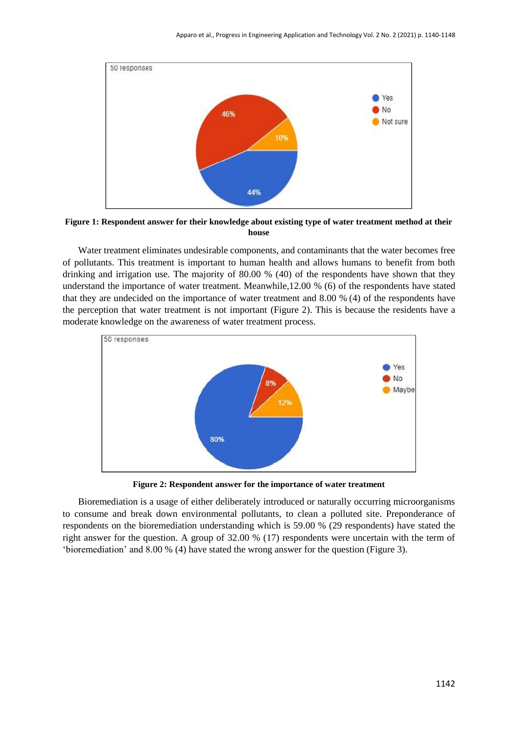**Figure 1: Respondent answer for their knowledge about existing type of water treatment method at their house**

Water treatment eliminates undesirable components, and contaminants that the water becomes free of pollutants. This treatment is important to human health and allows humans to benefit from both drinking and irrigation use. The majority of 80.00 % (40) of the respondents have shown that they understand the importance of water treatment. Meanwhile,12.00 % (6) of the respondents have stated that they are undecided on the importance of water treatment and 8.00 % (4) of the respondents have the perception that water treatment is not important (Figure 2). This is because the residents have a moderate knowledge on the awareness of water treatment process.

**Figure 2: Respondent answer for the importance of water treatment**

Bioremediation is a usage of either deliberately introduced or naturally occurring microorganisms to consume and break down environmental pollutants, to clean a polluted site. Preponderance of respondents on the bioremediation understanding which is 59.00 % (29 respondents) have stated the right answer for the question. A group of 32.00 % (17) respondents were uncertain with the term of 'bioremediation' and 8.00 % (4) have stated the wrong answer for the question (Figure 3).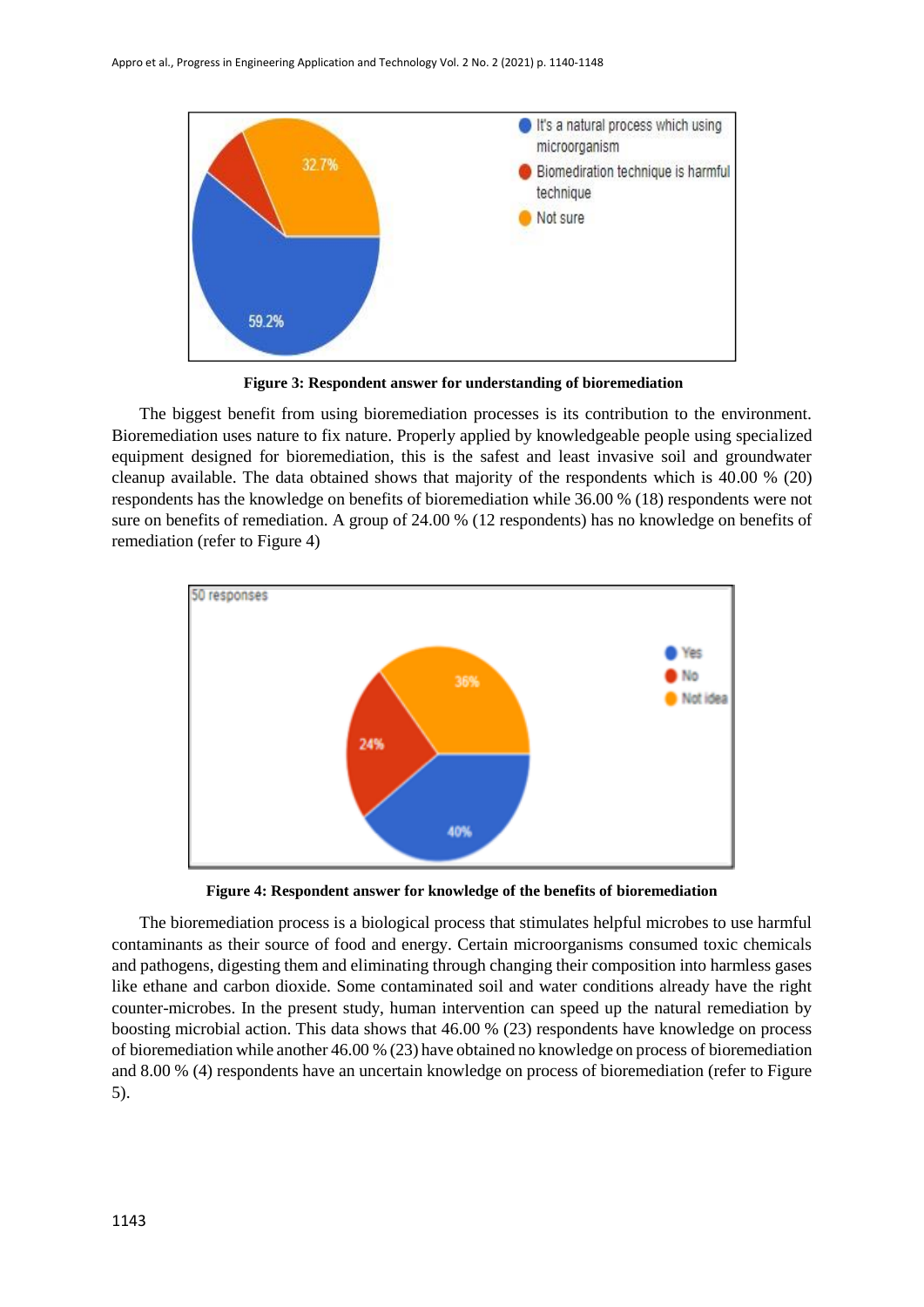**Figure 3: Respondent answer for understanding of bioremediation**

The biggest benefit from using bioremediation processes is its contribution to the environment. Bioremediation uses nature to fix nature. Properly applied by knowledgeable people using specialized equipment designed for bioremediation, this is the safest and least invasive soil and groundwater cleanup available. The data obtained shows that majority of the respondents which is 40.00 % (20) respondents has the knowledge on benefits of bioremediation while 36.00 % (18) respondents were not sure on benefits of remediation. A group of 24.00 % (12 respondents) has no knowledge on benefits of remediation (refer to Figure 4)

**Figure 4: Respondent answer for knowledge of the benefits of bioremediation**

The bioremediation process is a biological process that stimulates helpful microbes to use harmful contaminants as their source of food and energy. Certain microorganisms consumed toxic chemicals and pathogens, digesting them and eliminating through changing their composition into harmless gases like ethane and carbon dioxide. Some contaminated soil and water conditions already have the right counter-microbes. In the present study, human intervention can speed up the natural remediation by boosting microbial action. This data shows that 46.00 % (23) respondents have knowledge on process of bioremediation while another 46.00 % (23) have obtained no knowledge on process of bioremediation and 8.00 % (4) respondents have an uncertain knowledge on process of bioremediation (refer to Figure 5).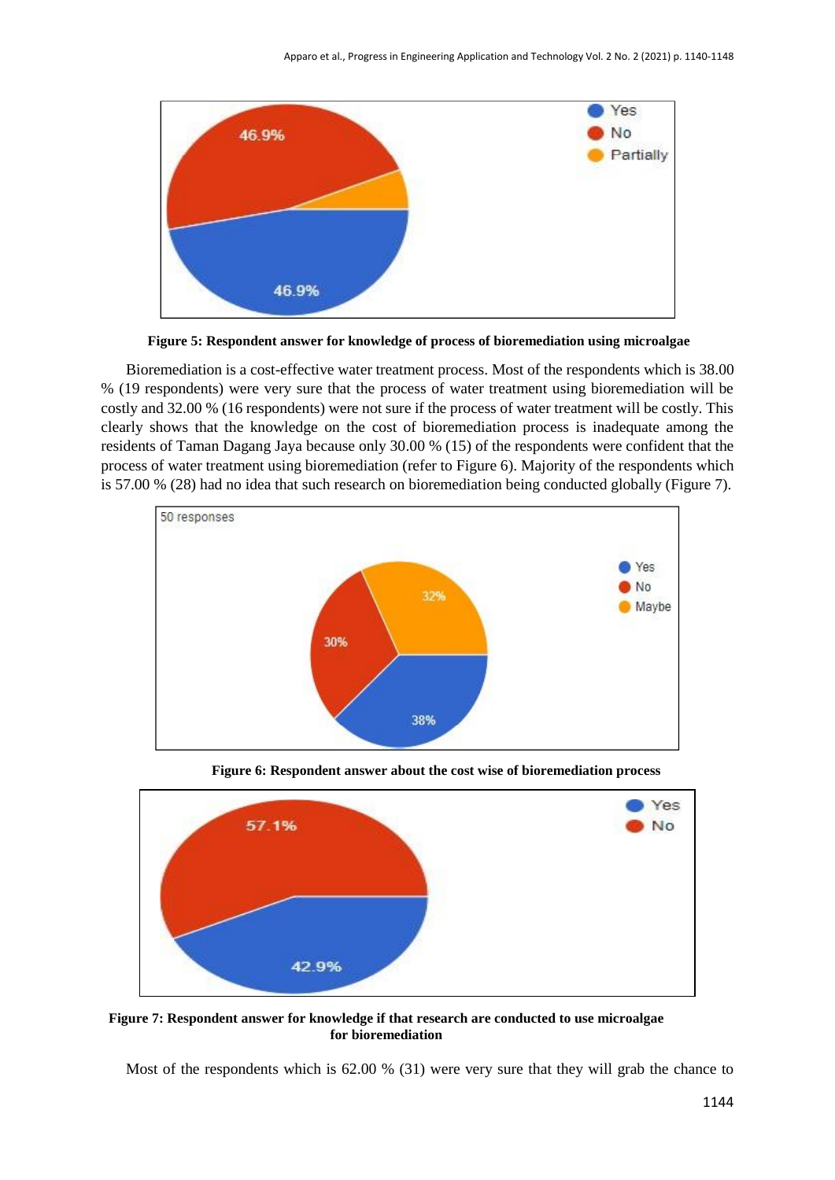**Figure 5: Respondent answer for knowledge of process of bioremediation using microalgae**

Bioremediation is a cost-effective water treatment process. Most of the respondents which is 38.00 % (19 respondents) were very sure that the process of water treatment using bioremediation will be costly and 32.00 % (16 respondents) were not sure if the process of water treatment will be costly. This clearly shows that the knowledge on the cost of bioremediation process is inadequate among the residents of Taman Dagang Jaya because only 30.00 % (15) of the respondents were confident that the process of water treatment using bioremediation (refer to Figure 6). Majority of the respondents which is 57.00 % (28) had no idea that such research on bioremediation being conducted globally (Figure 7).

**Figure 6: Respondent answer about the cost wise of bioremediation process**

**Figure 7: Respondent answer for knowledge if that research are conducted to use microalgae for bioremediation**

Most of the respondents which is 62.00 % (31) were very sure that they will grab the chance to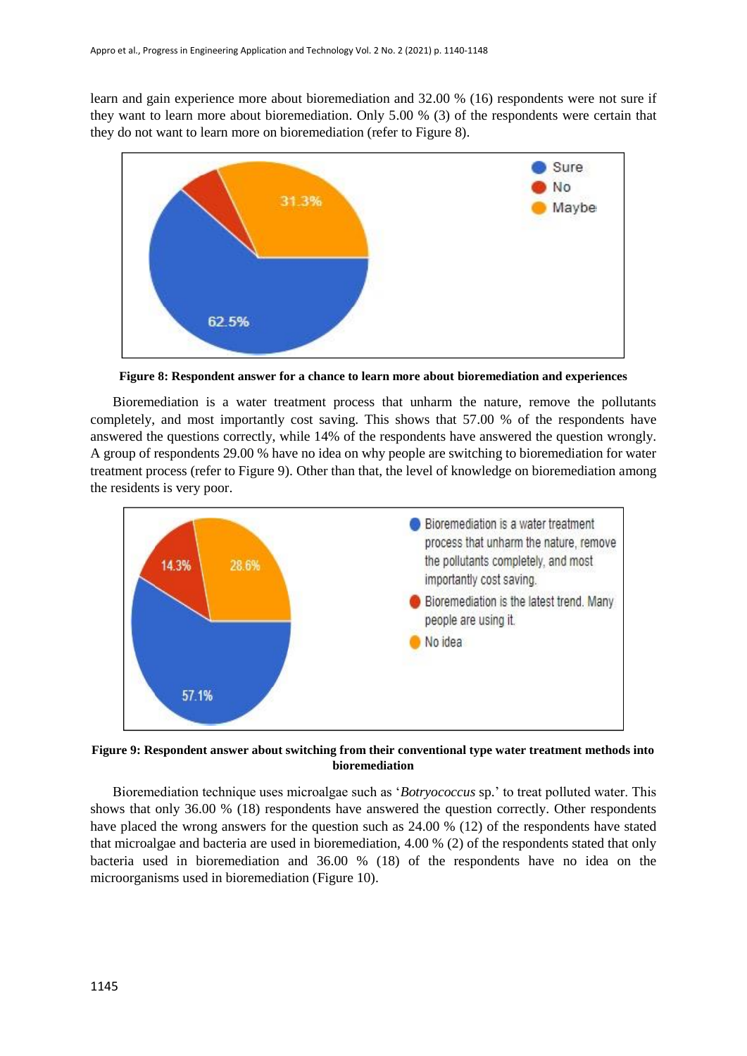learn and gain experience more about bioremediation and 32.00 % (16) respondents were not sure if they want to learn more about bioremediation. Only 5.00 % (3) of the respondents were certain that they do not want to learn more on bioremediation (refer to Figure 8).

**Figure 8: Respondent answer for a chance to learn more about bioremediation and experiences**

Bioremediation is a water treatment process that unharm the nature, remove the pollutants completely, and most importantly cost saving. This shows that 57.00 % of the respondents have answered the questions correctly, while 14% of the respondents have answered the question wrongly. A group of respondents 29.00 % have no idea on why people are switching to bioremediation for water treatment process (refer to Figure 9). Other than that, the level of knowledge on bioremediation among the residents is very poor.

**Figure 9: Respondent answer about switching from their conventional type water treatment methods into bioremediation**

Bioremediation technique uses microalgae such as '*Botryococcus* sp.' to treat polluted water. This shows that only 36.00 % (18) respondents have answered the question correctly. Other respondents have placed the wrong answers for the question such as 24.00 % (12) of the respondents have stated that microalgae and bacteria are used in bioremediation, 4.00 % (2) of the respondents stated that only bacteria used in bioremediation and 36.00 % (18) of the respondents have no idea on the microorganisms used in bioremediation (Figure 10).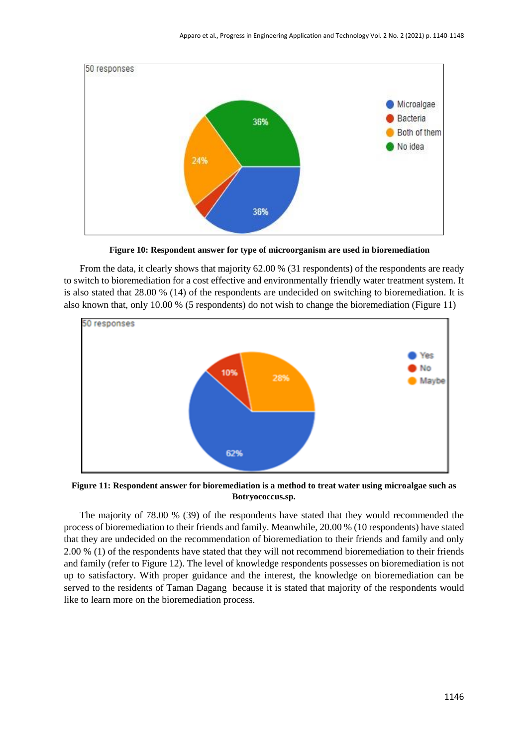**Figure 10: Respondent answer for type of microorganism are used in bioremediation**

From the data, it clearly shows that majority 62.00 % (31 respondents) of the respondents are ready to switch to bioremediation for a cost effective and environmentally friendly water treatment system. It is also stated that 28.00 % (14) of the respondents are undecided on switching to bioremediation. It is also known that, only 10.00 % (5 respondents) do not wish to change the bioremediation (Figure 11)

**Figure 11: Respondent answer for bioremediation is a method to treat water using microalgae such as Botryococcus.sp.**

The majority of 78.00 % (39) of the respondents have stated that they would recommended the process of bioremediation to their friends and family. Meanwhile, 20.00 % (10 respondents) have stated that they are undecided on the recommendation of bioremediation to their friends and family and only 2.00 % (1) of the respondents have stated that they will not recommend bioremediation to their friends and family (refer to Figure 12). The level of knowledge respondents possesses on bioremediation is not up to satisfactory. With proper guidance and the interest, the knowledge on bioremediation can be served to the residents of Taman Dagang because it is stated that majority of the respondents would like to learn more on the bioremediation process.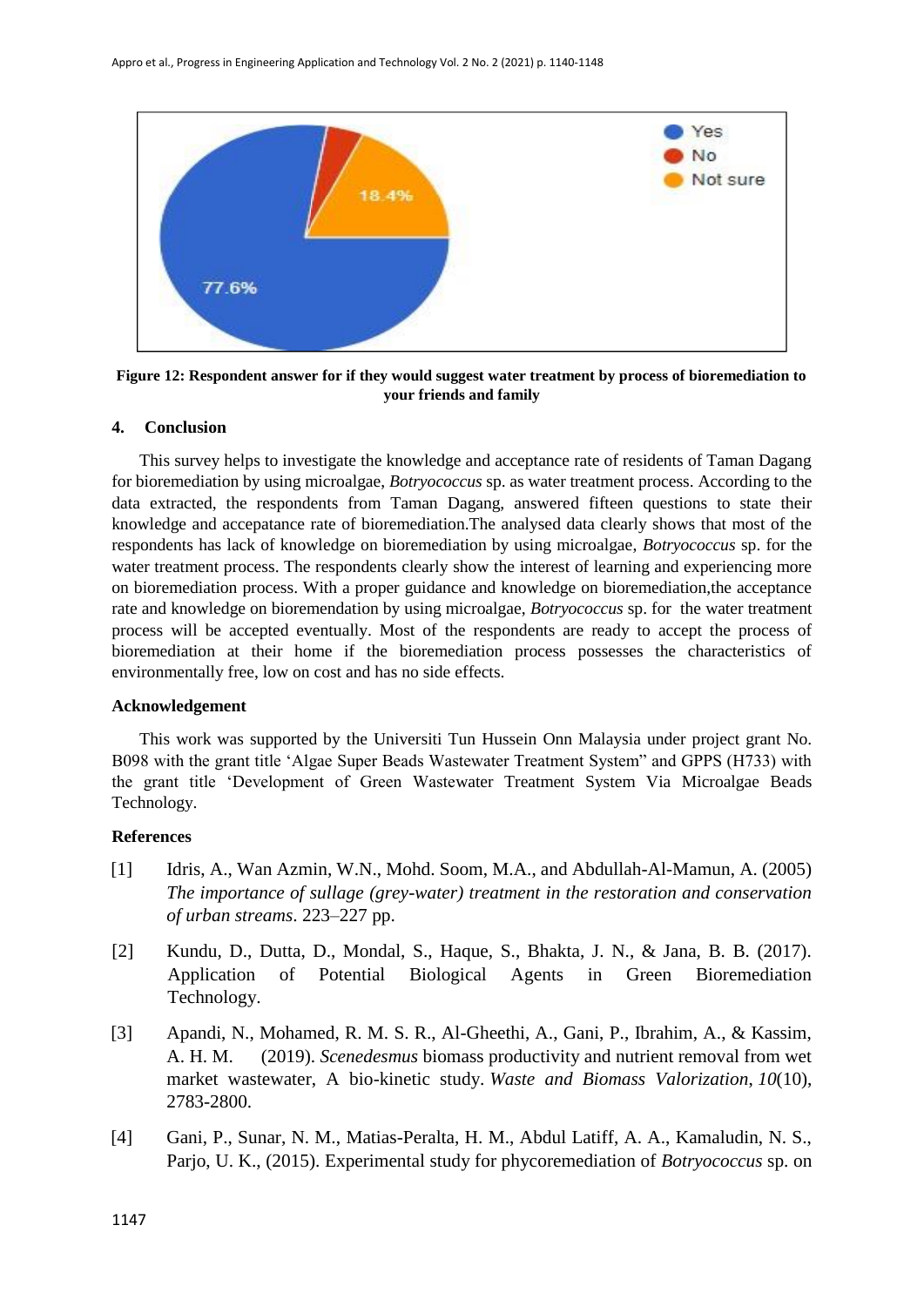Figure 12: **Respondent answer for if they would suggest water treatment by process of bioremediation to your friends and family**

## 4. Conclusion

This survey helps to investigate the knowledge and acceptance rate of residents of Taman Dagang for bioremediation by using microalgae, *Botryococcus* sp. as water treatment process. According to the data extracted, the respondents from Taman Dagang, answered fifteen questions to state their knowledge and accepatance rate of bioremediation.The analysed data clearly shows that most of the respondents has lack of knowledge on bioremediation by using microalgae, *Botryococcus* sp. for the water treatment process. The respondents clearly show the interest of learning and experiencing more on bioremediation process. With a proper guidance and knowledge on bioremediation,the acceptance rate and knowledge on bioremendation by using microalgae, *Botryococcus* sp. for the water treatment process will be accepted eventually. Most of the respondents are ready to accept the process of bioremediation at their home if the bioremediation process possesses the characteristics of environmentally free, low on cost and has no side effects.

## Acknowledgement

This work was supported by the Universiti Tun Hussein Onn Malaysia under project grant No. B098 with the grant title 'Algae Super Beads Wastewater Treatment System" and GPPS (H733) with the grant title 'Development of Green Wastewater Treatment System Via Microalgae Beads Technology.

## References

[1] Idris, A., Wan Azmin, W.N., Mohd. Soom, M.A., and Abdullah-Al-Mamun, A. (2005) *The importance of sullage (grey-water) treatment in the restoration and conservation of urban streams*. 223–227 pp.

[2] Kundu, D., Dutta, D., Mondal, S., Haque, S., Bhakta, J. N., & Jana, B. B. (2017). Application of Potential Biological Agents in Green Bioremediation Technology.

[3] Apandi, N., Mohamed, R. M. S. R., Al-Gheethi, A., Gani, P., Ibrahim, A., & Kassim, A. H. M. (2019). *Scenedesmus* biomass productivity and nutrient removal from wet market wastewater, A bio-kinetic study. *Waste and Biomass Valorization, 10*(10), 2783-2800.

[4] Gani, P., Sunar, N. M., Matias-Peralta, H. M., Abdul Latiff, A. A., Kamaludin, N. S., Parjo, U. K., (2015). Experimental study for phycoremediation of *Botryococcus* sp. on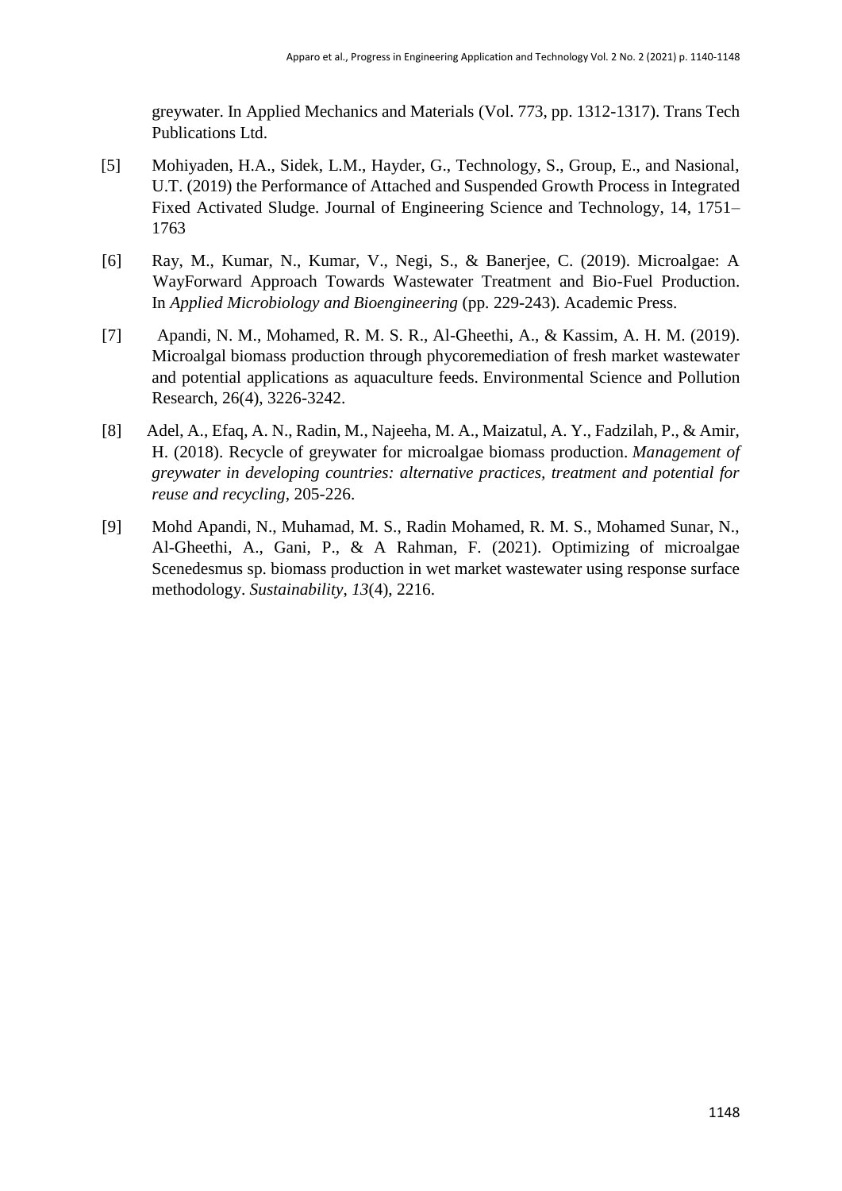greywater. In Applied Mechanics and Materials (Vol. 773, pp. 1312-1317). Trans Tech Publications Ltd.

[5] Mohiyaden, H.A., Sidek, L.M., Hayder, G., Technology, S., Group, E., and Nasional, U.T. (2019) the Performance of Attached and Suspended Growth Process in Integrated Fixed Activated Sludge. Journal of Engineering Science and Technology, 14, 1751–1763

[6] Ray, M., Kumar, N., Kumar, V., Negi, S., & Banerjee, C. (2019). Microalgae: A WayForward Approach Towards Wastewater Treatment and Bio-Fuel Production. In *Applied Microbiology and Bioengineering* (pp. 229-243). Academic Press.

[7] Apandi, N. M., Mohamed, R. M. S. R., Al-Gheethi, A., & Kassim, A. H. M. (2019). Microalgal biomass production through phycoremediation of fresh market wastewater and potential applications as aquaculture feeds. Environmental Science and Pollution Research, 26(4), 3226-3242.

[8] Adel, A., Efaq, A. N., Radin, M., Najeeha, M. A., Maizatul, A. Y., Fadzilah, P., & Amir, H. (2018). Recycle of greywater for microalgae biomass production. *Management of greywater in developing countries: alternative practices, treatment and potential for reuse and recycling*, 205-226.

[9] Mohd Apandi, N., Muhamad, M. S., Radin Mohamed, R. M. S., Mohamed Sunar, N., Al-Gheethi, A., Gani, P., & A Rahman, F. (2021). Optimizing of microalgae Scenedesmus sp. biomass production in wet market wastewater using response surface methodology. *Sustainability*, *13*(4), 2216.